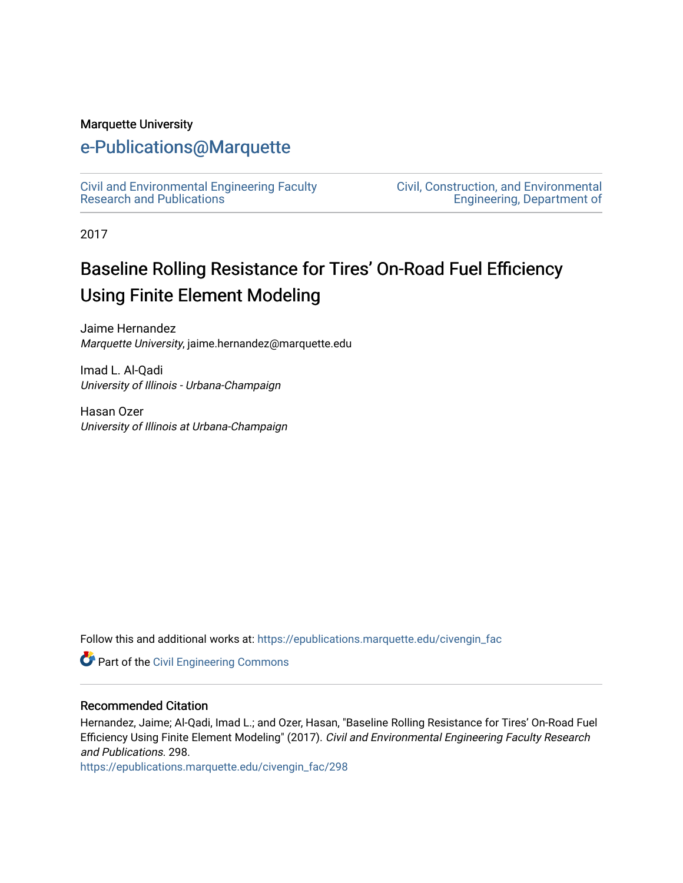Marquette University

# e-Publications@Marquette

Civil and Environmental Engineering Faculty Research and Publications

Civil, Construction, and Environmental Engineering, Department of

2017

## Baseline Rolling Resistance for Tires' On-Road Fuel Efficiency Using Finite Element Modeling

Jaime Hernandez
*Marquette University*, jaime.hernandez@marquette.edu

Imad L. Al-Qadi
*University of Illinois - Urbana-Champaign*

Hasan Ozer
*University of Illinois at Urbana-Champaign*

Follow this and additional works at: https://epublications.marquette.edu/civengin_fac

Part of the Civil Engineering Commons

### Recommended Citation

Hernandez, Jaime; Al-Qadi, Imad L.; and Ozer, Hasan, "Baseline Rolling Resistance for Tires' On-Road Fuel Efficiency Using Finite Element Modeling" (2017). *Civil and Environmental Engineering Faculty Research and Publications*. 298.
https://epublications.marquette.edu/civengin_fac/298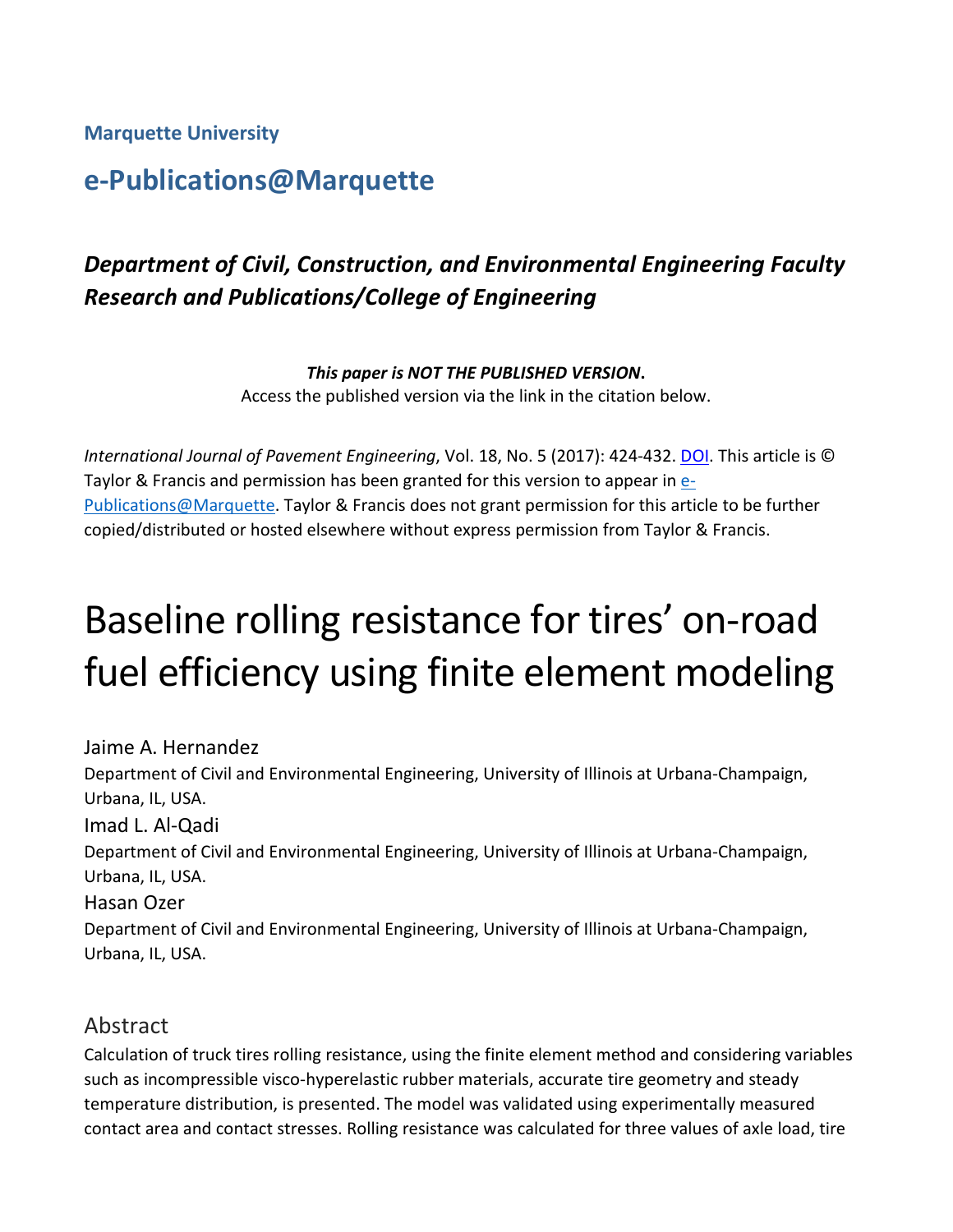**Marquette University**

## e-Publications@Marquette

### *Department of Civil, Construction, and Environmental Engineering Faculty Research and Publications/College of Engineering*

***This paper is NOT THE PUBLISHED VERSION*.**
Access the published version via the link in the citation below.

*International Journal of Pavement Engineering*, Vol. 18, No. 5 (2017): 424-432. DOI. This article is © Taylor & Francis and permission has been granted for this version to appear in e-Publications@Marquette. Taylor & Francis does not grant permission for this article to be further copied/distributed or hosted elsewhere without express permission from Taylor & Francis.

# Baseline rolling resistance for tires' on-road fuel efficiency using finite element modeling

Jaime A. Hernandez
Department of Civil and Environmental Engineering, University of Illinois at Urbana-Champaign, Urbana, IL, USA.

Imad L. Al-Qadi
Department of Civil and Environmental Engineering, University of Illinois at Urbana-Champaign, Urbana, IL, USA.

Hasan Ozer
Department of Civil and Environmental Engineering, University of Illinois at Urbana-Champaign, Urbana, IL, USA.

## Abstract

Calculation of truck tires rolling resistance, using the finite element method and considering variables such as incompressible visco-hyperelastic rubber materials, accurate tire geometry and steady temperature distribution, is presented. The model was validated using experimentally measured contact area and contact stresses. Rolling resistance was calculated for three values of axle load, tire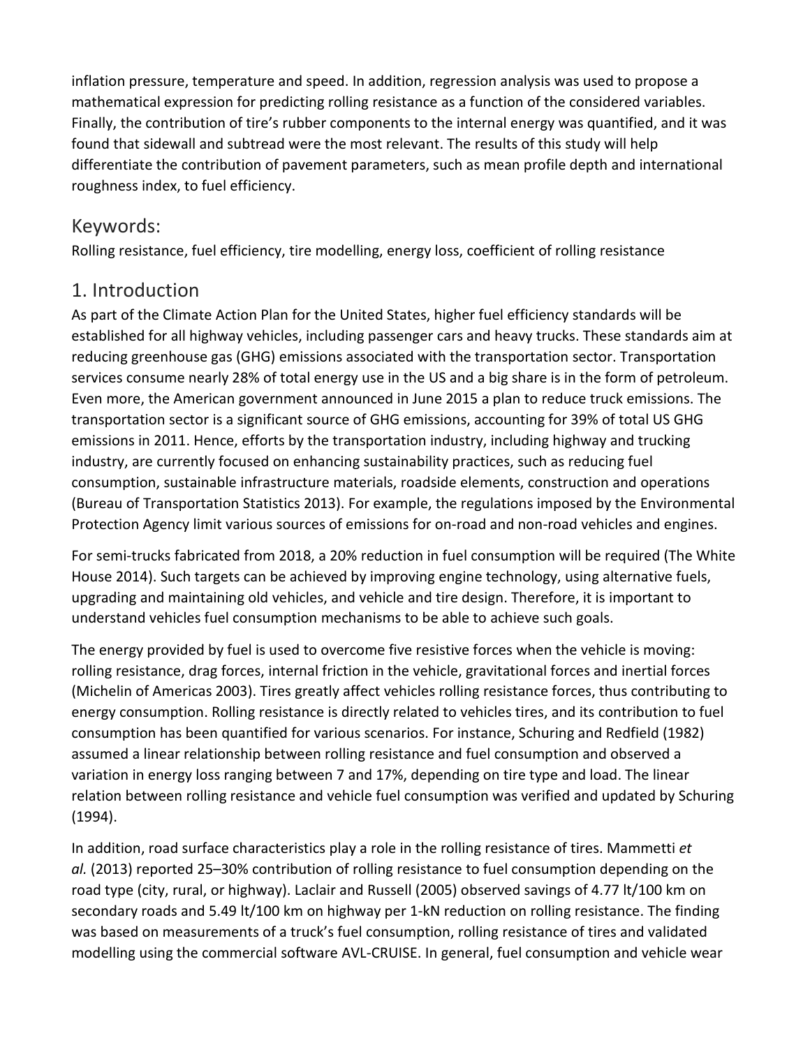inflation pressure, temperature and speed. In addition, regression analysis was used to propose a mathematical expression for predicting rolling resistance as a function of the considered variables. Finally, the contribution of tire's rubber components to the internal energy was quantified, and it was found that sidewall and subtread were the most relevant. The results of this study will help differentiate the contribution of pavement parameters, such as mean profile depth and international roughness index, to fuel efficiency.

## Keywords:

Rolling resistance, fuel efficiency, tire modelling, energy loss, coefficient of rolling resistance

## 1. Introduction

As part of the Climate Action Plan for the United States, higher fuel efficiency standards will be established for all highway vehicles, including passenger cars and heavy trucks. These standards aim at reducing greenhouse gas (GHG) emissions associated with the transportation sector. Transportation services consume nearly 28% of total energy use in the US and a big share is in the form of petroleum. Even more, the American government announced in June 2015 a plan to reduce truck emissions. The transportation sector is a significant source of GHG emissions, accounting for 39% of total US GHG emissions in 2011. Hence, efforts by the transportation industry, including highway and trucking industry, are currently focused on enhancing sustainability practices, such as reducing fuel consumption, sustainable infrastructure materials, roadside elements, construction and operations (Bureau of Transportation Statistics 2013). For example, the regulations imposed by the Environmental Protection Agency limit various sources of emissions for on-road and non-road vehicles and engines.

For semi-trucks fabricated from 2018, a 20% reduction in fuel consumption will be required (The White House 2014). Such targets can be achieved by improving engine technology, using alternative fuels, upgrading and maintaining old vehicles, and vehicle and tire design. Therefore, it is important to understand vehicles fuel consumption mechanisms to be able to achieve such goals.

The energy provided by fuel is used to overcome five resistive forces when the vehicle is moving: rolling resistance, drag forces, internal friction in the vehicle, gravitational forces and inertial forces (Michelin of Americas 2003). Tires greatly affect vehicles rolling resistance forces, thus contributing to energy consumption. Rolling resistance is directly related to vehicles tires, and its contribution to fuel consumption has been quantified for various scenarios. For instance, Schuring and Redfield (1982) assumed a linear relationship between rolling resistance and fuel consumption and observed a variation in energy loss ranging between 7 and 17%, depending on tire type and load. The linear relation between rolling resistance and vehicle fuel consumption was verified and updated by Schuring (1994).

In addition, road surface characteristics play a role in the rolling resistance of tires. Mammetti *et al.* (2013) reported 25–30% contribution of rolling resistance to fuel consumption depending on the road type (city, rural, or highway). Laclair and Russell (2005) observed savings of 4.77 lt/100 km on secondary roads and 5.49 lt/100 km on highway per 1-kN reduction on rolling resistance. The finding was based on measurements of a truck's fuel consumption, rolling resistance of tires and validated modelling using the commercial software AVL-CRUISE. In general, fuel consumption and vehicle wear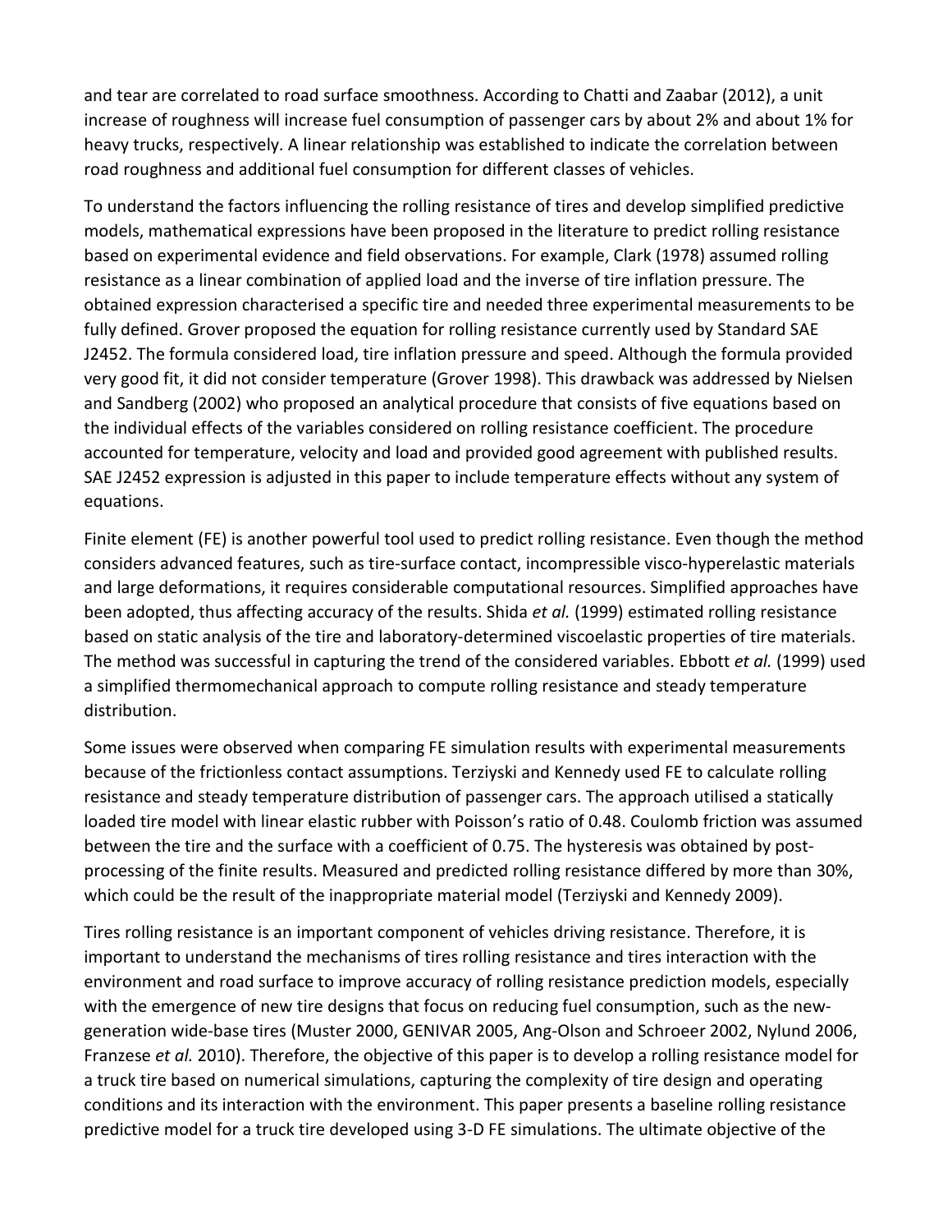and tear are correlated to road surface smoothness. According to Chatti and Zaabar (2012), a unit increase of roughness will increase fuel consumption of passenger cars by about 2% and about 1% for heavy trucks, respectively. A linear relationship was established to indicate the correlation between road roughness and additional fuel consumption for different classes of vehicles.

To understand the factors influencing the rolling resistance of tires and develop simplified predictive models, mathematical expressions have been proposed in the literature to predict rolling resistance based on experimental evidence and field observations. For example, Clark (1978) assumed rolling resistance as a linear combination of applied load and the inverse of tire inflation pressure. The obtained expression characterised a specific tire and needed three experimental measurements to be fully defined. Grover proposed the equation for rolling resistance currently used by Standard SAE J2452. The formula considered load, tire inflation pressure and speed. Although the formula provided very good fit, it did not consider temperature (Grover 1998). This drawback was addressed by Nielsen and Sandberg (2002) who proposed an analytical procedure that consists of five equations based on the individual effects of the variables considered on rolling resistance coefficient. The procedure accounted for temperature, velocity and load and provided good agreement with published results. SAE J2452 expression is adjusted in this paper to include temperature effects without any system of equations.

Finite element (FE) is another powerful tool used to predict rolling resistance. Even though the method considers advanced features, such as tire-surface contact, incompressible visco-hyperelastic materials and large deformations, it requires considerable computational resources. Simplified approaches have been adopted, thus affecting accuracy of the results. Shida *et al.* (1999) estimated rolling resistance based on static analysis of the tire and laboratory-determined viscoelastic properties of tire materials. The method was successful in capturing the trend of the considered variables. Ebbott *et al.* (1999) used a simplified thermomechanical approach to compute rolling resistance and steady temperature distribution.

Some issues were observed when comparing FE simulation results with experimental measurements because of the frictionless contact assumptions. Terziyski and Kennedy used FE to calculate rolling resistance and steady temperature distribution of passenger cars. The approach utilised a statically loaded tire model with linear elastic rubber with Poisson's ratio of 0.48. Coulomb friction was assumed between the tire and the surface with a coefficient of 0.75. The hysteresis was obtained by post-processing of the finite results. Measured and predicted rolling resistance differed by more than 30%, which could be the result of the inappropriate material model (Terziyski and Kennedy 2009).

Tires rolling resistance is an important component of vehicles driving resistance. Therefore, it is important to understand the mechanisms of tires rolling resistance and tires interaction with the environment and road surface to improve accuracy of rolling resistance prediction models, especially with the emergence of new tire designs that focus on reducing fuel consumption, such as the new-generation wide-base tires (Muster 2000, GENIVAR 2005, Ang-Olson and Schroeer 2002, Nylund 2006, Franzese *et al.* 2010). Therefore, the objective of this paper is to develop a rolling resistance model for a truck tire based on numerical simulations, capturing the complexity of tire design and operating conditions and its interaction with the environment. This paper presents a baseline rolling resistance predictive model for a truck tire developed using 3-D FE simulations. The ultimate objective of the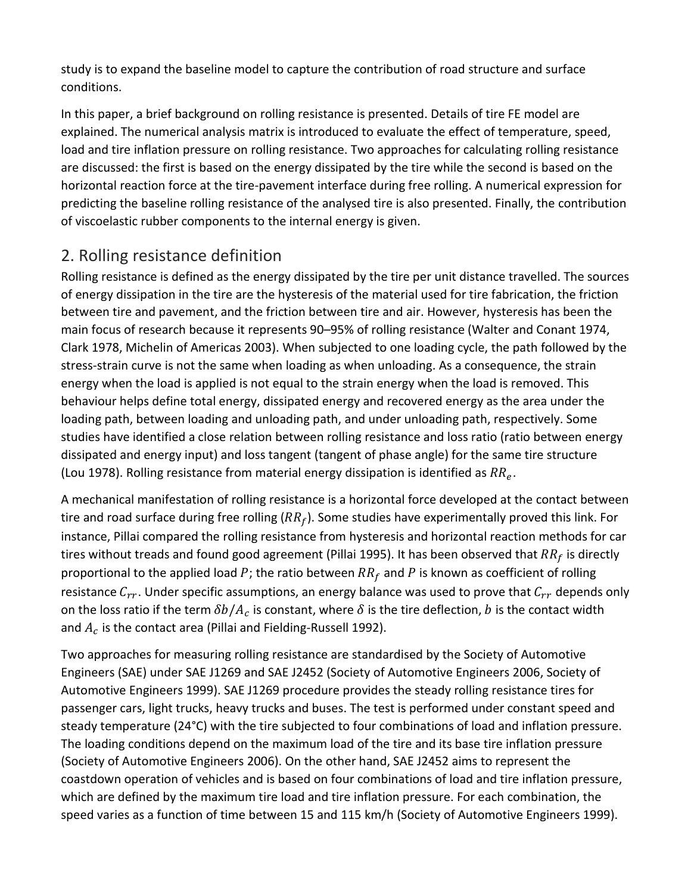study is to expand the baseline model to capture the contribution of road structure and surface conditions.

In this paper, a brief background on rolling resistance is presented. Details of tire FE model are explained. The numerical analysis matrix is introduced to evaluate the effect of temperature, speed, load and tire inflation pressure on rolling resistance. Two approaches for calculating rolling resistance are discussed: the first is based on the energy dissipated by the tire while the second is based on the horizontal reaction force at the tire-pavement interface during free rolling. A numerical expression for predicting the baseline rolling resistance of the analysed tire is also presented. Finally, the contribution of viscoelastic rubber components to the internal energy is given.

## 2. Rolling resistance definition

Rolling resistance is defined as the energy dissipated by the tire per unit distance travelled. The sources of energy dissipation in the tire are the hysteresis of the material used for tire fabrication, the friction between tire and pavement, and the friction between tire and air. However, hysteresis has been the main focus of research because it represents 90–95% of rolling resistance (Walter and Conant 1974, Clark 1978, Michelin of Americas 2003). When subjected to one loading cycle, the path followed by the stress-strain curve is not the same when loading as when unloading. As a consequence, the strain energy when the load is applied is not equal to the strain energy when the load is removed. This behaviour helps define total energy, dissipated energy and recovered energy as the area under the loading path, between loading and unloading path, and under unloading path, respectively. Some studies have identified a close relation between rolling resistance and loss ratio (ratio between energy dissipated and energy input) and loss tangent (tangent of phase angle) for the same tire structure (Lou 1978). Rolling resistance from material energy dissipation is identified as $RR_e$.

A mechanical manifestation of rolling resistance is a horizontal force developed at the contact between tire and road surface during free rolling ($RR_f$). Some studies have experimentally proved this link. For instance, Pillai compared the rolling resistance from hysteresis and horizontal reaction methods for car tires without treads and found good agreement (Pillai 1995). It has been observed that $RR_f$ is directly proportional to the applied load $P$; the ratio between $RR_f$ and $P$ is known as coefficient of rolling resistance $C_{rr}$. Under specific assumptions, an energy balance was used to prove that $C_{rr}$ depends only on the loss ratio if the term $\delta b/A_c$ is constant, where $\delta$ is the tire deflection, $b$ is the contact width and $A_c$ is the contact area (Pillai and Fielding-Russell 1992).

Two approaches for measuring rolling resistance are standardised by the Society of Automotive Engineers (SAE) under SAE J1269 and SAE J2452 (Society of Automotive Engineers 2006, Society of Automotive Engineers 1999). SAE J1269 procedure provides the steady rolling resistance tires for passenger cars, light trucks, heavy trucks and buses. The test is performed under constant speed and steady temperature (24°C) with the tire subjected to four combinations of load and inflation pressure. The loading conditions depend on the maximum load of the tire and its base tire inflation pressure (Society of Automotive Engineers 2006). On the other hand, SAE J2452 aims to represent the coastdown operation of vehicles and is based on four combinations of load and tire inflation pressure, which are defined by the maximum tire load and tire inflation pressure. For each combination, the speed varies as a function of time between 15 and 115 km/h (Society of Automotive Engineers 1999).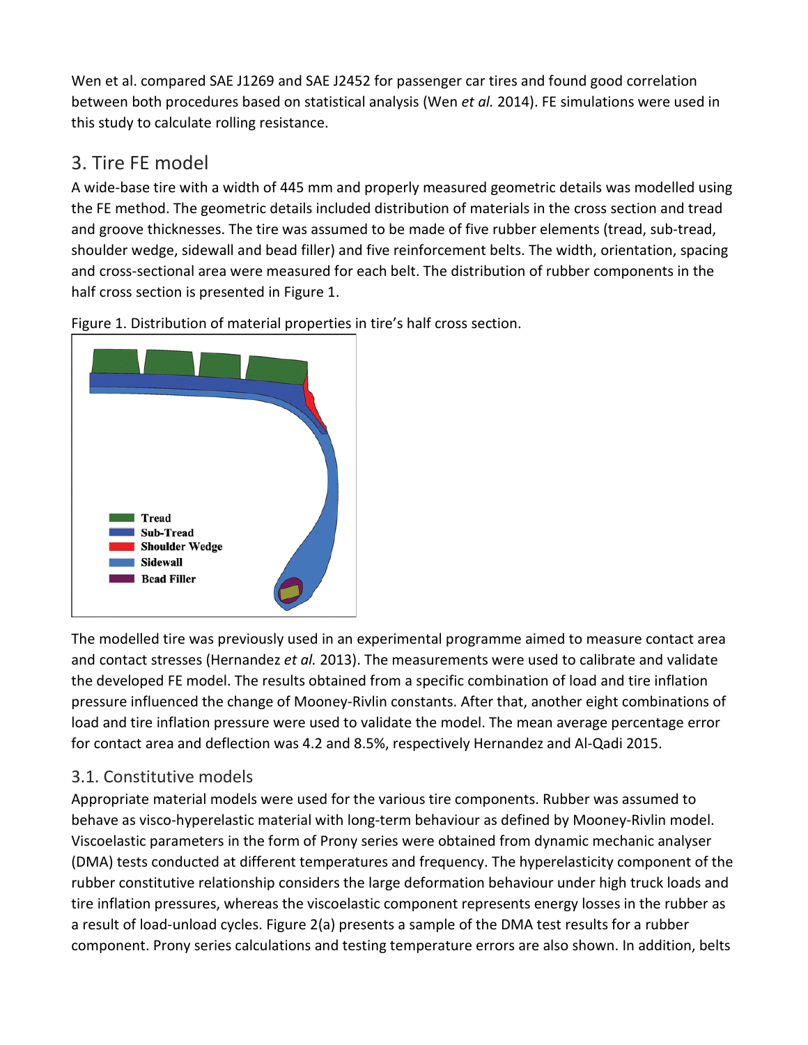Wen et al. compared SAE J1269 and SAE J2452 for passenger car tires and found good correlation between both procedures based on statistical analysis (Wen *et al.* 2014). FE simulations were used in this study to calculate rolling resistance.

## 3. Tire FE model

A wide-base tire with a width of 445 mm and properly measured geometric details was modelled using the FE method. The geometric details included distribution of materials in the cross section and tread and groove thicknesses. The tire was assumed to be made of five rubber elements (tread, sub-tread, shoulder wedge, sidewall and bead filler) and five reinforcement belts. The width, orientation, spacing and cross-sectional area were measured for each belt. The distribution of rubber components in the half cross section is presented in Figure 1.

Figure 1. Distribution of material properties in tire's half cross section.

The modelled tire was previously used in an experimental programme aimed to measure contact area and contact stresses (Hernandez *et al.* 2013). The measurements were used to calibrate and validate the developed FE model. The results obtained from a specific combination of load and tire inflation pressure influenced the change of Mooney-Rivlin constants. After that, another eight combinations of load and tire inflation pressure were used to validate the model. The mean average percentage error for contact area and deflection was 4.2 and 8.5%, respectively Hernandez and Al-Qadi 2015.

### 3.1. Constitutive models

Appropriate material models were used for the various tire components. Rubber was assumed to behave as visco-hyperelastic material with long-term behaviour as defined by Mooney-Rivlin model. Viscoelastic parameters in the form of Prony series were obtained from dynamic mechanic analyser (DMA) tests conducted at different temperatures and frequency. The hyperelasticity component of the rubber constitutive relationship considers the large deformation behaviour under high truck loads and tire inflation pressures, whereas the viscoelastic component represents energy losses in the rubber as a result of load-unload cycles. Figure 2(a) presents a sample of the DMA test results for a rubber component. Prony series calculations and testing temperature errors are also shown. In addition, belts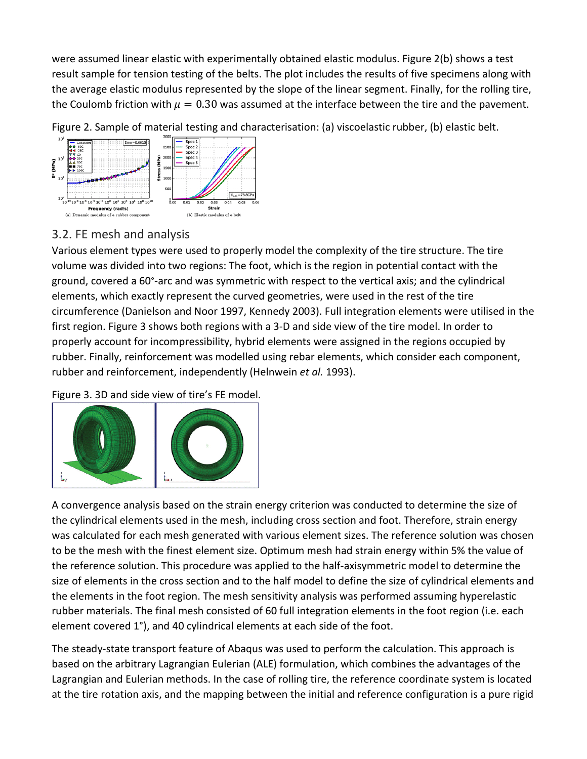were assumed linear elastic with experimentally obtained elastic modulus. Figure 2(b) shows a test result sample for tension testing of the belts. The plot includes the results of five specimens along with the average elastic modulus represented by the slope of the linear segment. Finally, for the rolling tire, the Coulomb friction with $\mu = 0.30$ was assumed at the interface between the tire and the pavement.

Figure 2. Sample of material testing and characterisation: (a) viscoelastic rubber, (b) elastic belt.

(a) Dynamic modulus of a rubber component (b) Elastic modulus of a belt

## 3.2. FE mesh and analysis

Various element types were used to properly model the complexity of the tire structure. The tire volume was divided into two regions: The foot, which is the region in potential contact with the ground, covered a 60°-arc and was symmetric with respect to the vertical axis; and the cylindrical elements, which exactly represent the curved geometries, were used in the rest of the tire circumference (Danielson and Noor 1997, Kennedy 2003). Full integration elements were utilised in the first region. Figure 3 shows both regions with a 3-D and side view of the tire model. In order to properly account for incompressibility, hybrid elements were assigned in the regions occupied by rubber. Finally, reinforcement was modelled using rebar elements, which consider each component, rubber and reinforcement, independently (Helnwein *et al.* 1993).

Figure 3. 3D and side view of tire's FE model.

A convergence analysis based on the strain energy criterion was conducted to determine the size of the cylindrical elements used in the mesh, including cross section and foot. Therefore, strain energy was calculated for each mesh generated with various element sizes. The reference solution was chosen to be the mesh with the finest element size. Optimum mesh had strain energy within 5% the value of the reference solution. This procedure was applied to the half-axisymmetric model to determine the size of elements in the cross section and to the half model to define the size of cylindrical elements and the elements in the foot region. The mesh sensitivity analysis was performed assuming hyperelastic rubber materials. The final mesh consisted of 60 full integration elements in the foot region (i.e. each element covered 1°), and 40 cylindrical elements at each side of the foot.

The steady-state transport feature of Abaqus was used to perform the calculation. This approach is based on the arbitrary Lagrangian Eulerian (ALE) formulation, which combines the advantages of the Lagrangian and Eulerian methods. In the case of rolling tire, the reference coordinate system is located at the tire rotation axis, and the mapping between the initial and reference configuration is a pure rigid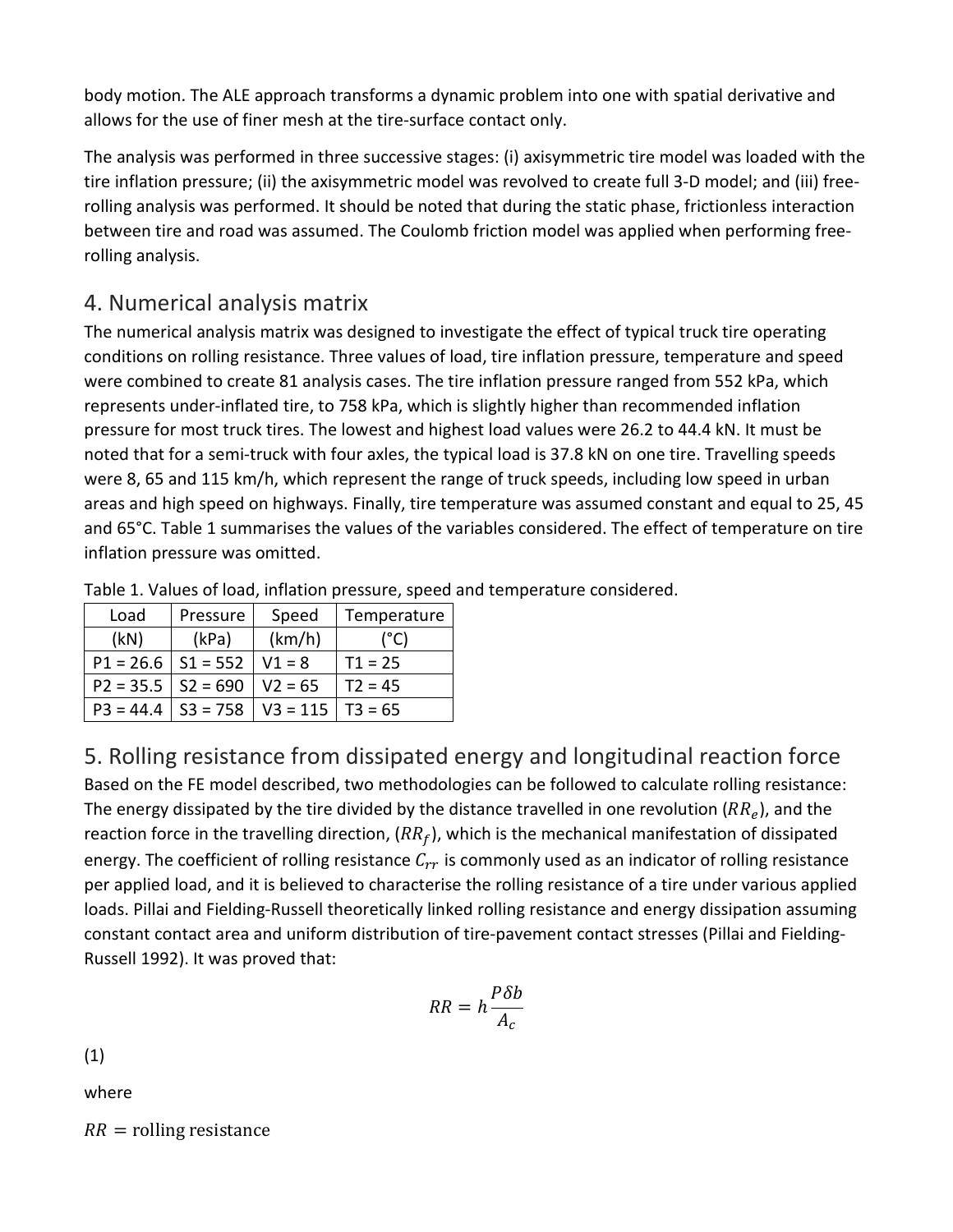body motion. The ALE approach transforms a dynamic problem into one with spatial derivative and allows for the use of finer mesh at the tire-surface contact only.

The analysis was performed in three successive stages: (i) axisymmetric tire model was loaded with the tire inflation pressure; (ii) the axisymmetric model was revolved to create full 3-D model; and (iii) free-rolling analysis was performed. It should be noted that during the static phase, frictionless interaction between tire and road was assumed. The Coulomb friction model was applied when performing free-rolling analysis.

# 4. Numerical analysis matrix

The numerical analysis matrix was designed to investigate the effect of typical truck tire operating conditions on rolling resistance. Three values of load, tire inflation pressure, temperature and speed were combined to create 81 analysis cases. The tire inflation pressure ranged from 552 kPa, which represents under-inflated tire, to 758 kPa, which is slightly higher than recommended inflation pressure for most truck tires. The lowest and highest load values were 26.2 to 44.4 kN. It must be noted that for a semi-truck with four axles, the typical load is 37.8 kN on one tire. Travelling speeds were 8, 65 and 115 km/h, which represent the range of truck speeds, including low speed in urban areas and high speed on highways. Finally, tire temperature was assumed constant and equal to 25, 45 and 65°C. Table 1 summarises the values of the variables considered. The effect of temperature on tire inflation pressure was omitted.

Table 1. Values of load, inflation pressure, speed and temperature considered.

| Load | Pressure | Speed | Temperature |
|---|---|---|---|
| (kN) | (kPa) | (km/h) | (°C) |
| P1 = 26.6 | S1 = 552 | V1 = 8 | T1 = 25 |
| P2 = 35.5 | S2 = 690 | V2 = 65 | T2 = 45 |
| P3 = 44.4 | S3 = 758 | V3 = 115 | T3 = 65 |

# 5. Rolling resistance from dissipated energy and longitudinal reaction force

Based on the FE model described, two methodologies can be followed to calculate rolling resistance: The energy dissipated by the tire divided by the distance travelled in one revolution ($RR_e$), and the reaction force in the travelling direction, ($RR_f$), which is the mechanical manifestation of dissipated energy. The coefficient of rolling resistance $C_{rr}$ is commonly used as an indicator of rolling resistance per applied load, and it is believed to characterise the rolling resistance of a tire under various applied loads. Pillai and Fielding-Russell theoretically linked rolling resistance and energy dissipation assuming constant contact area and uniform distribution of tire-pavement contact stresses (Pillai and Fielding-Russell 1992). It was proved that:

$$RR = h\frac{P\delta b}{A_c}$$

(1)

where

$RR =$ rolling resistance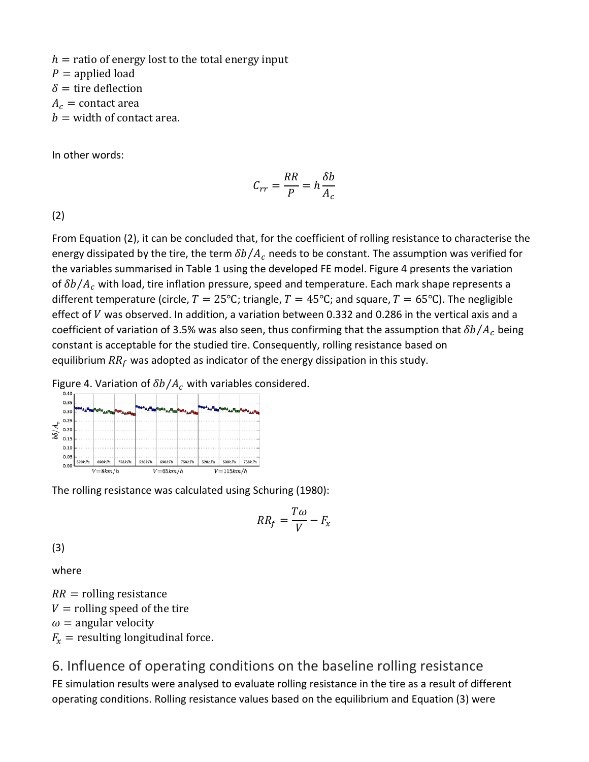$h$ = ratio of energy lost to the total energy input
$P$ = applied load
$\delta$ = tire deflection
$A_c$ = contact area
$b$ = width of contact area.

In other words:

$$C_{rr} = \frac{RR}{P} = h\frac{\delta b}{A_c}$$

(2)

From Equation (2), it can be concluded that, for the coefficient of rolling resistance to characterise the energy dissipated by the tire, the term $\delta b/A_c$ needs to be constant. The assumption was verified for the variables summarised in Table 1 using the developed FE model. Figure 4 presents the variation of $\delta b/A_c$ with load, tire inflation pressure, speed and temperature. Each mark shape represents a different temperature (circle, $T = 25$°C; triangle, $T = 45$°C; and square, $T = 65$°C). The negligible effect of $V$ was observed. In addition, a variation between 0.332 and 0.286 in the vertical axis and a coefficient of variation of 3.5% was also seen, thus confirming that the assumption that $\delta b/A_c$ being constant is acceptable for the studied tire. Consequently, rolling resistance based on equilibrium $RR_f$ was adopted as indicator of the energy dissipation in this study.

Figure 4. Variation of $\delta b/A_c$ with variables considered.

The rolling resistance was calculated using Schuring (1980):

$$RR_f = \frac{T\omega}{V} - F_x$$

(3)

where

$RR$ = rolling resistance
$V$ = rolling speed of the tire
$\omega$ = angular velocity
$F_x$ = resulting longitudinal force.

## 6. Influence of operating conditions on the baseline rolling resistance

FE simulation results were analysed to evaluate rolling resistance in the tire as a result of different operating conditions. Rolling resistance values based on the equilibrium and Equation (3) were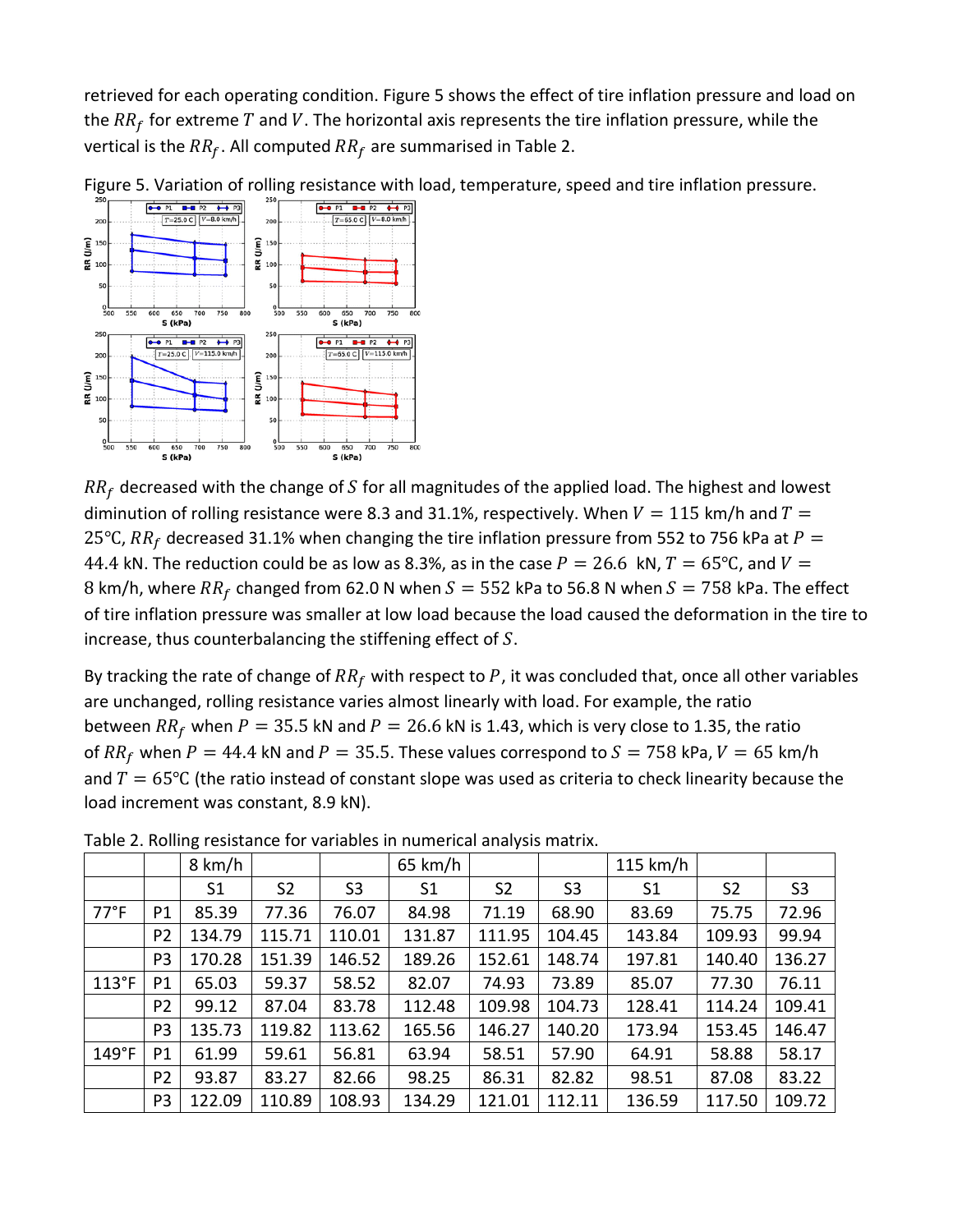retrieved for each operating condition. Figure 5 shows the effect of tire inflation pressure and load on the $RR_f$ for extreme $T$ and $V$. The horizontal axis represents the tire inflation pressure, while the vertical is the $RR_f$. All computed $RR_f$ are summarised in Table 2.

Figure 5. Variation of rolling resistance with load, temperature, speed and tire inflation pressure.

$RR_f$ decreased with the change of $S$ for all magnitudes of the applied load. The highest and lowest diminution of rolling resistance were 8.3 and 31.1%, respectively. When $V = 115$ km/h and $T = 25$°C, $RR_f$ decreased 31.1% when changing the tire inflation pressure from 552 to 756 kPa at $P = 44.4$ kN. The reduction could be as low as 8.3%, as in the case $P = 26.6$ kN, $T = 65$°C, and $V = 8$ km/h, where $RR_f$ changed from 62.0 N when $S = 552$ kPa to 56.8 N when $S = 758$ kPa. The effect of tire inflation pressure was smaller at low load because the load caused the deformation in the tire to increase, thus counterbalancing the stiffening effect of $S$.

By tracking the rate of change of $RR_f$ with respect to $P$, it was concluded that, once all other variables are unchanged, rolling resistance varies almost linearly with load. For example, the ratio between $RR_f$ when $P = 35.5$ kN and $P = 26.6$ kN is 1.43, which is very close to 1.35, the ratio of $RR_f$ when $P = 44.4$ kN and $P = 35.5$. These values correspond to $S = 758$ kPa, $V = 65$ km/h and $T = 65$°C (the ratio instead of constant slope was used as criteria to check linearity because the load increment was constant, 8.9 kN).

Table 2. Rolling resistance for variables in numerical analysis matrix.

| | | 8 km/h | | | 65 km/h | | | 115 km/h | | |
|---|---|---|---|---|---|---|---|---|---|---|
| | | S1 | S2 | S3 | S1 | S2 | S3 | S1 | S2 | S3 |
| 77°F | P1 | 85.39 | 77.36 | 76.07 | 84.98 | 71.19 | 68.90 | 83.69 | 75.75 | 72.96 |
| | P2 | 134.79 | 115.71 | 110.01 | 131.87 | 111.95 | 104.45 | 143.84 | 109.93 | 99.94 |
| | P3 | 170.28 | 151.39 | 146.52 | 189.26 | 152.61 | 148.74 | 197.81 | 140.40 | 136.27 |
| 113°F | P1 | 65.03 | 59.37 | 58.52 | 82.07 | 74.93 | 73.89 | 85.07 | 77.30 | 76.11 |
| | P2 | 99.12 | 87.04 | 83.78 | 112.48 | 109.98 | 104.73 | 128.41 | 114.24 | 109.41 |
| | P3 | 135.73 | 119.82 | 113.62 | 165.56 | 146.27 | 140.20 | 173.94 | 153.45 | 146.47 |
| 149°F | P1 | 61.99 | 59.61 | 56.81 | 63.94 | 58.51 | 57.90 | 64.91 | 58.88 | 58.17 |
| | P2 | 93.87 | 83.27 | 82.66 | 98.25 | 86.31 | 82.82 | 98.51 | 87.08 | 83.22 |
| | P3 | 122.09 | 110.89 | 108.93 | 134.29 | 121.01 | 112.11 | 136.59 | 117.50 | 109.72 |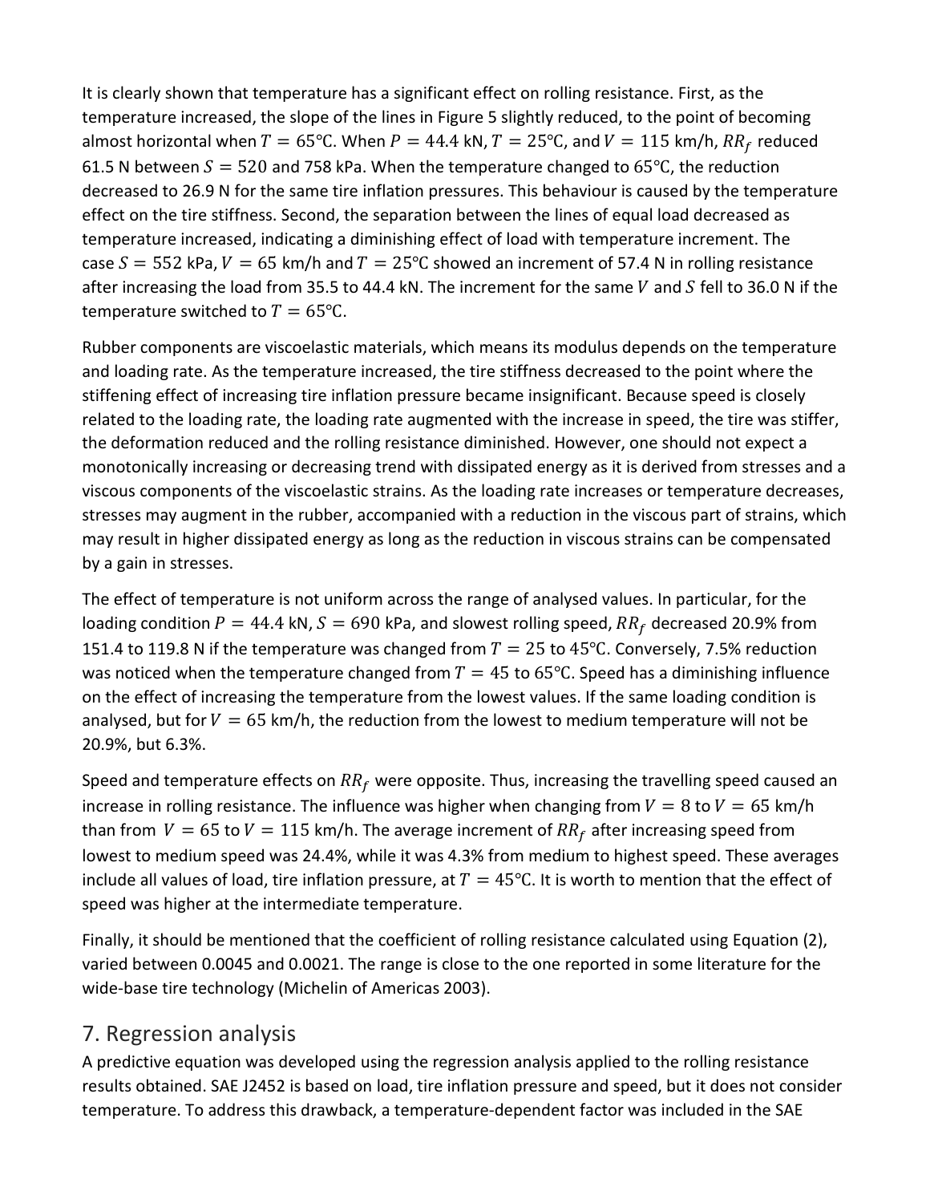It is clearly shown that temperature has a significant effect on rolling resistance. First, as the temperature increased, the slope of the lines in Figure 5 slightly reduced, to the point of becoming almost horizontal when $T = 65$°C. When $P = 44.4$ kN, $T = 25$°C, and $V = 115$ km/h, $RR_f$ reduced 61.5 N between $S = 520$ and 758 kPa. When the temperature changed to 65°C, the reduction decreased to 26.9 N for the same tire inflation pressures. This behaviour is caused by the temperature effect on the tire stiffness. Second, the separation between the lines of equal load decreased as temperature increased, indicating a diminishing effect of load with temperature increment. The case $S = 552$ kPa, $V = 65$ km/h and $T = 25$°C showed an increment of 57.4 N in rolling resistance after increasing the load from 35.5 to 44.4 kN. The increment for the same $V$ and $S$ fell to 36.0 N if the temperature switched to $T = 65$°C.

Rubber components are viscoelastic materials, which means its modulus depends on the temperature and loading rate. As the temperature increased, the tire stiffness decreased to the point where the stiffening effect of increasing tire inflation pressure became insignificant. Because speed is closely related to the loading rate, the loading rate augmented with the increase in speed, the tire was stiffer, the deformation reduced and the rolling resistance diminished. However, one should not expect a monotonically increasing or decreasing trend with dissipated energy as it is derived from stresses and a viscous components of the viscoelastic strains. As the loading rate increases or temperature decreases, stresses may augment in the rubber, accompanied with a reduction in the viscous part of strains, which may result in higher dissipated energy as long as the reduction in viscous strains can be compensated by a gain in stresses.

The effect of temperature is not uniform across the range of analysed values. In particular, for the loading condition $P = 44.4$ kN, $S = 690$ kPa, and slowest rolling speed, $RR_f$ decreased 20.9% from 151.4 to 119.8 N if the temperature was changed from $T = 25$ to 45°C. Conversely, 7.5% reduction was noticed when the temperature changed from $T = 45$ to 65°C. Speed has a diminishing influence on the effect of increasing the temperature from the lowest values. If the same loading condition is analysed, but for $V = 65$ km/h, the reduction from the lowest to medium temperature will not be 20.9%, but 6.3%.

Speed and temperature effects on $RR_f$ were opposite. Thus, increasing the travelling speed caused an increase in rolling resistance. The influence was higher when changing from $V = 8$ to $V = 65$ km/h than from $V = 65$ to $V = 115$ km/h. The average increment of $RR_f$ after increasing speed from lowest to medium speed was 24.4%, while it was 4.3% from medium to highest speed. These averages include all values of load, tire inflation pressure, at $T = 45$°C. It is worth to mention that the effect of speed was higher at the intermediate temperature.

Finally, it should be mentioned that the coefficient of rolling resistance calculated using Equation (2), varied between 0.0045 and 0.0021. The range is close to the one reported in some literature for the wide-base tire technology (Michelin of Americas 2003).

## 7. Regression analysis

A predictive equation was developed using the regression analysis applied to the rolling resistance results obtained. SAE J2452 is based on load, tire inflation pressure and speed, but it does not consider temperature. To address this drawback, a temperature-dependent factor was included in the SAE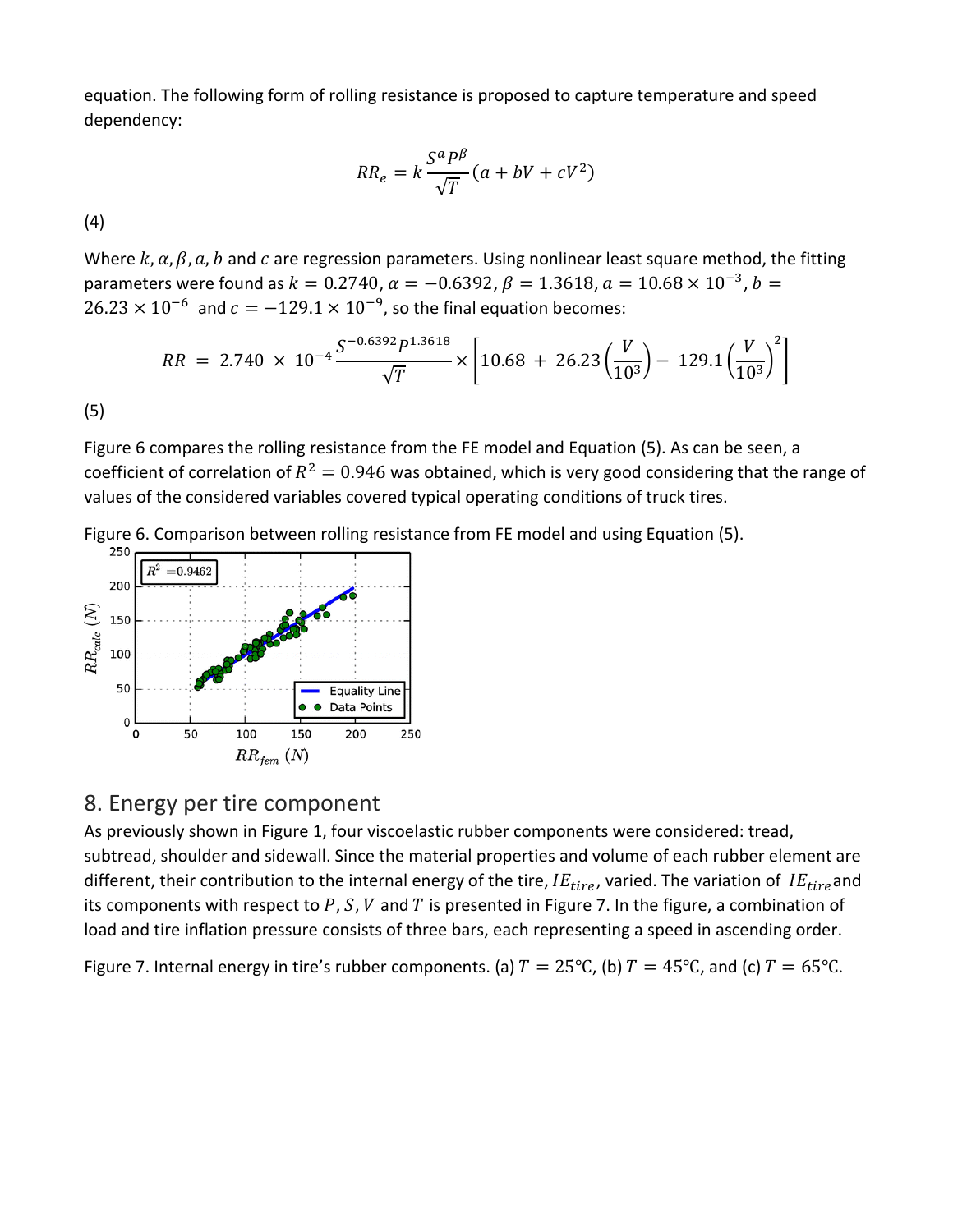equation. The following form of rolling resistance is proposed to capture temperature and speed dependency:

$$RR_e = k\frac{S^{\alpha}P^{\beta}}{\sqrt{T}}(a + bV + cV^2)$$

(4)

Where $k, \alpha, \beta, a, b$ and $c$ are regression parameters. Using nonlinear least square method, the fitting parameters were found as $k = 0.2740$, $\alpha = -0.6392$, $\beta = 1.3618$, $a = 10.68 \times 10^{-3}$, $b = 26.23 \times 10^{-6}$ and $c = -129.1 \times 10^{-9}$, so the final equation becomes:

$$RR = 2.740 \times 10^{-4}\frac{S^{-0.6392}P^{1.3618}}{\sqrt{T}} \times \left[10.68 + 26.23\left(\frac{V}{10^3}\right) - 129.1\left(\frac{V}{10^3}\right)^2\right]$$

(5)

Figure 6 compares the rolling resistance from the FE model and Equation (5). As can be seen, a coefficient of correlation of $R^2 = 0.946$ was obtained, which is very good considering that the range of values of the considered variables covered typical operating conditions of truck tires.

Figure 6. Comparison between rolling resistance from FE model and using Equation (5).

## 8. Energy per tire component

As previously shown in Figure 1, four viscoelastic rubber components were considered: tread, subtread, shoulder and sidewall. Since the material properties and volume of each rubber element are different, their contribution to the internal energy of the tire, $IE_{tire}$, varied. The variation of $IE_{tire}$ and its components with respect to $P$, $S$, $V$ and $T$ is presented in Figure 7. In the figure, a combination of load and tire inflation pressure consists of three bars, each representing a speed in ascending order.

Figure 7. Internal energy in tire's rubber components. (a) $T = 25$°C, (b) $T = 45$°C, and (c) $T = 65$°C.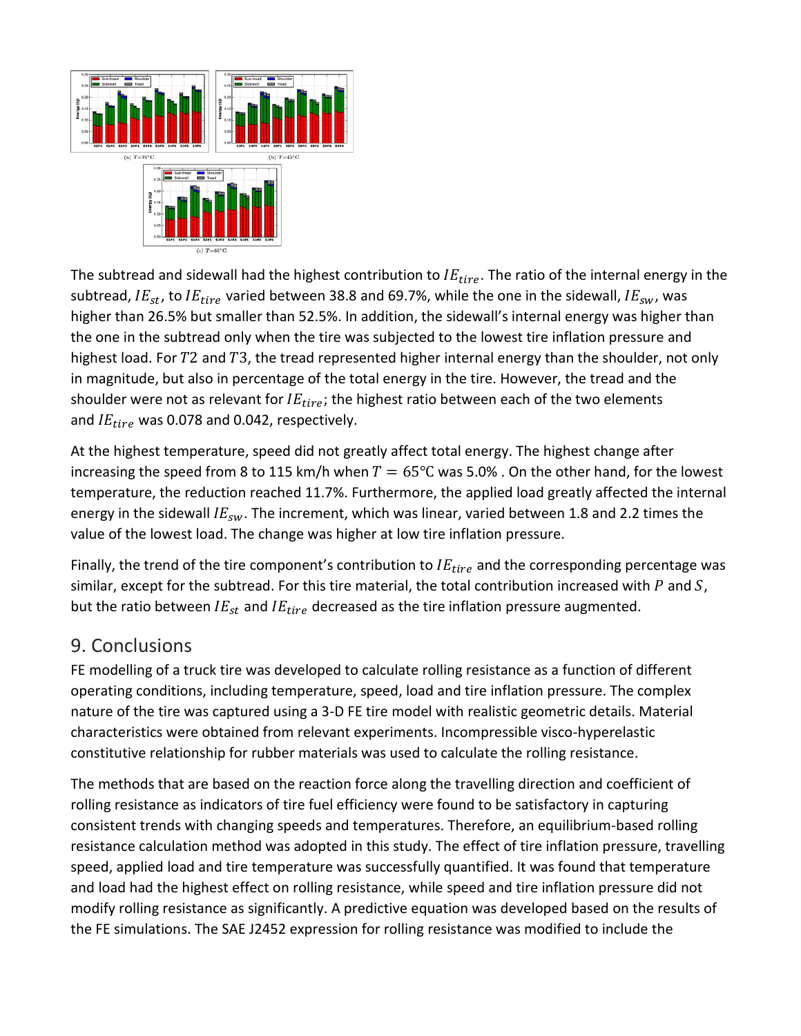(a) $T$=25°C.

(b) $T$=45°C.

(c) $T$=65°C.

The subtread and sidewall had the highest contribution to $IE_{tire}$. The ratio of the internal energy in the subtread, $IE_{st}$, to $IE_{tire}$ varied between 38.8 and 69.7%, while the one in the sidewall, $IE_{sw}$, was higher than 26.5% but smaller than 52.5%. In addition, the sidewall's internal energy was higher than the one in the subtread only when the tire was subjected to the lowest tire inflation pressure and highest load. For $T2$ and $T3$, the tread represented higher internal energy than the shoulder, not only in magnitude, but also in percentage of the total energy in the tire. However, the tread and the shoulder were not as relevant for $IE_{tire}$; the highest ratio between each of the two elements and $IE_{tire}$ was 0.078 and 0.042, respectively.

At the highest temperature, speed did not greatly affect total energy. The highest change after increasing the speed from 8 to 115 km/h when $T = 65$°C was 5.0% . On the other hand, for the lowest temperature, the reduction reached 11.7%. Furthermore, the applied load greatly affected the internal energy in the sidewall $IE_{sw}$. The increment, which was linear, varied between 1.8 and 2.2 times the value of the lowest load. The change was higher at low tire inflation pressure.

Finally, the trend of the tire component's contribution to $IE_{tire}$ and the corresponding percentage was similar, except for the subtread. For this tire material, the total contribution increased with $P$ and $S$, but the ratio between $IE_{st}$ and $IE_{tire}$ decreased as the tire inflation pressure augmented.

## 9. Conclusions

FE modelling of a truck tire was developed to calculate rolling resistance as a function of different operating conditions, including temperature, speed, load and tire inflation pressure. The complex nature of the tire was captured using a 3-D FE tire model with realistic geometric details. Material characteristics were obtained from relevant experiments. Incompressible visco-hyperelastic constitutive relationship for rubber materials was used to calculate the rolling resistance.

The methods that are based on the reaction force along the travelling direction and coefficient of rolling resistance as indicators of tire fuel efficiency were found to be satisfactory in capturing consistent trends with changing speeds and temperatures. Therefore, an equilibrium-based rolling resistance calculation method was adopted in this study. The effect of tire inflation pressure, travelling speed, applied load and tire temperature was successfully quantified. It was found that temperature and load had the highest effect on rolling resistance, while speed and tire inflation pressure did not modify rolling resistance as significantly. A predictive equation was developed based on the results of the FE simulations. The SAE J2452 expression for rolling resistance was modified to include the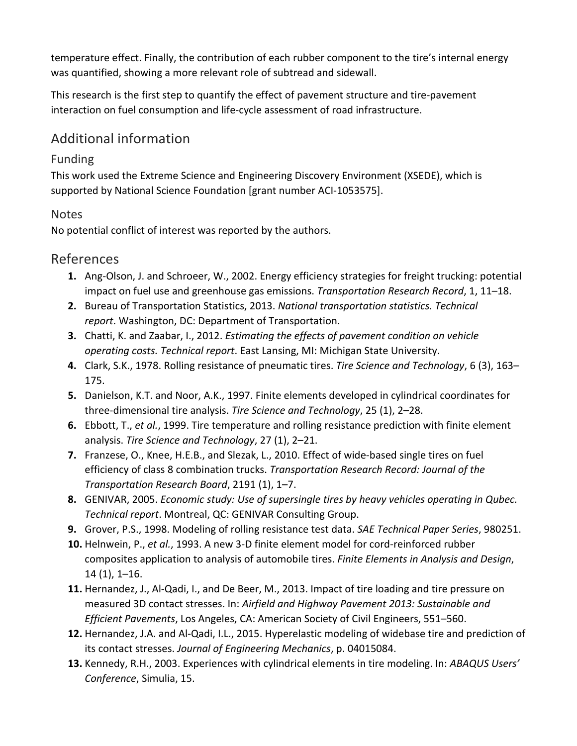temperature effect. Finally, the contribution of each rubber component to the tire's internal energy was quantified, showing a more relevant role of subtread and sidewall.

This research is the first step to quantify the effect of pavement structure and tire-pavement interaction on fuel consumption and life-cycle assessment of road infrastructure.

## Additional information

### Funding

This work used the Extreme Science and Engineering Discovery Environment (XSEDE), which is supported by National Science Foundation [grant number ACI-1053575].

### Notes

No potential conflict of interest was reported by the authors.

## References

1. Ang-Olson, J. and Schroeer, W., 2002. Energy efficiency strategies for freight trucking: potential impact on fuel use and greenhouse gas emissions. *Transportation Research Record*, 1, 11–18.
2. Bureau of Transportation Statistics, 2013. *National transportation statistics. Technical report*. Washington, DC: Department of Transportation.
3. Chatti, K. and Zaabar, I., 2012. *Estimating the effects of pavement condition on vehicle operating costs. Technical report*. East Lansing, MI: Michigan State University.
4. Clark, S.K., 1978. Rolling resistance of pneumatic tires. *Tire Science and Technology*, 6 (3), 163–175.
5. Danielson, K.T. and Noor, A.K., 1997. Finite elements developed in cylindrical coordinates for three-dimensional tire analysis. *Tire Science and Technology*, 25 (1), 2–28.
6. Ebbott, T., *et al.*, 1999. Tire temperature and rolling resistance prediction with finite element analysis. *Tire Science and Technology*, 27 (1), 2–21.
7. Franzese, O., Knee, H.E.B., and Slezak, L., 2010. Effect of wide-based single tires on fuel efficiency of class 8 combination trucks. *Transportation Research Record: Journal of the Transportation Research Board*, 2191 (1), 1–7.
8. GENIVAR, 2005. *Economic study: Use of supersingle tires by heavy vehicles operating in Qubec. Technical report*. Montreal, QC: GENIVAR Consulting Group.
9. Grover, P.S., 1998. Modeling of rolling resistance test data. *SAE Technical Paper Series*, 980251.
10. Helnwein, P., *et al.*, 1993. A new 3-D finite element model for cord-reinforced rubber composites application to analysis of automobile tires. *Finite Elements in Analysis and Design*, 14 (1), 1–16.
11. Hernandez, J., Al-Qadi, I., and De Beer, M., 2013. Impact of tire loading and tire pressure on measured 3D contact stresses. In: *Airfield and Highway Pavement 2013: Sustainable and Efficient Pavements*, Los Angeles, CA: American Society of Civil Engineers, 551–560.
12. Hernandez, J.A. and Al-Qadi, I.L., 2015. Hyperelastic modeling of widebase tire and prediction of its contact stresses. *Journal of Engineering Mechanics*, p. 04015084.
13. Kennedy, R.H., 2003. Experiences with cylindrical elements in tire modeling. In: *ABAQUS Users' Conference*, Simulia, 15.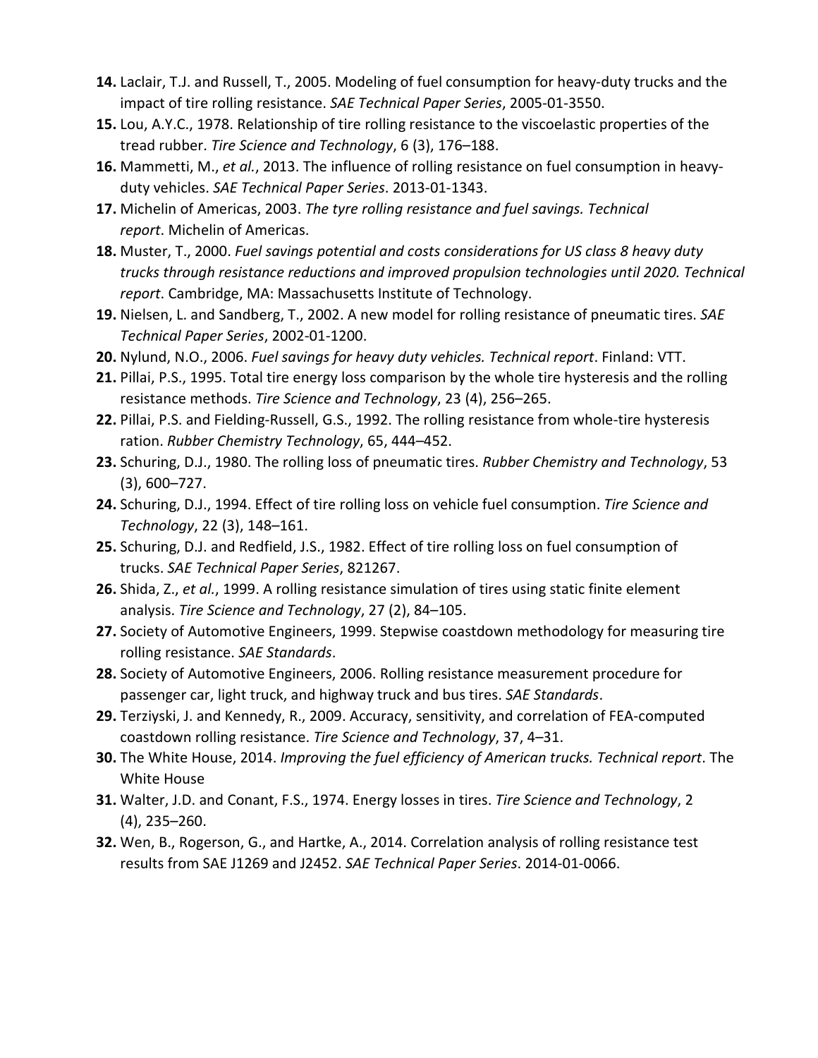**14.** Laclair, T.J. and Russell, T., 2005. Modeling of fuel consumption for heavy-duty trucks and the impact of tire rolling resistance. *SAE Technical Paper Series*, 2005-01-3550.

**15.** Lou, A.Y.C., 1978. Relationship of tire rolling resistance to the viscoelastic properties of the tread rubber. *Tire Science and Technology*, 6 (3), 176–188.

**16.** Mammetti, M., *et al.*, 2013. The influence of rolling resistance on fuel consumption in heavy-duty vehicles. *SAE Technical Paper Series*. 2013-01-1343.

**17.** Michelin of Americas, 2003. *The tyre rolling resistance and fuel savings. Technical report*. Michelin of Americas.

**18.** Muster, T., 2000. *Fuel savings potential and costs considerations for US class 8 heavy duty trucks through resistance reductions and improved propulsion technologies until 2020. Technical report*. Cambridge, MA: Massachusetts Institute of Technology.

**19.** Nielsen, L. and Sandberg, T., 2002. A new model for rolling resistance of pneumatic tires. *SAE Technical Paper Series*, 2002-01-1200.

**20.** Nylund, N.O., 2006. *Fuel savings for heavy duty vehicles. Technical report*. Finland: VTT.

**21.** Pillai, P.S., 1995. Total tire energy loss comparison by the whole tire hysteresis and the rolling resistance methods. *Tire Science and Technology*, 23 (4), 256–265.

**22.** Pillai, P.S. and Fielding-Russell, G.S., 1992. The rolling resistance from whole-tire hysteresis ration. *Rubber Chemistry Technology*, 65, 444–452.

**23.** Schuring, D.J., 1980. The rolling loss of pneumatic tires. *Rubber Chemistry and Technology*, 53 (3), 600–727.

**24.** Schuring, D.J., 1994. Effect of tire rolling loss on vehicle fuel consumption. *Tire Science and Technology*, 22 (3), 148–161.

**25.** Schuring, D.J. and Redfield, J.S., 1982. Effect of tire rolling loss on fuel consumption of trucks. *SAE Technical Paper Series*, 821267.

**26.** Shida, Z., *et al.*, 1999. A rolling resistance simulation of tires using static finite element analysis. *Tire Science and Technology*, 27 (2), 84–105.

**27.** Society of Automotive Engineers, 1999. Stepwise coastdown methodology for measuring tire rolling resistance. *SAE Standards*.

**28.** Society of Automotive Engineers, 2006. Rolling resistance measurement procedure for passenger car, light truck, and highway truck and bus tires. *SAE Standards*.

**29.** Terziyski, J. and Kennedy, R., 2009. Accuracy, sensitivity, and correlation of FEA-computed coastdown rolling resistance. *Tire Science and Technology*, 37, 4–31.

**30.** The White House, 2014. *Improving the fuel efficiency of American trucks. Technical report*. The White House

**31.** Walter, J.D. and Conant, F.S., 1974. Energy losses in tires. *Tire Science and Technology*, 2 (4), 235–260.

**32.** Wen, B., Rogerson, G., and Hartke, A., 2014. Correlation analysis of rolling resistance test results from SAE J1269 and J2452. *SAE Technical Paper Series*. 2014-01-0066.